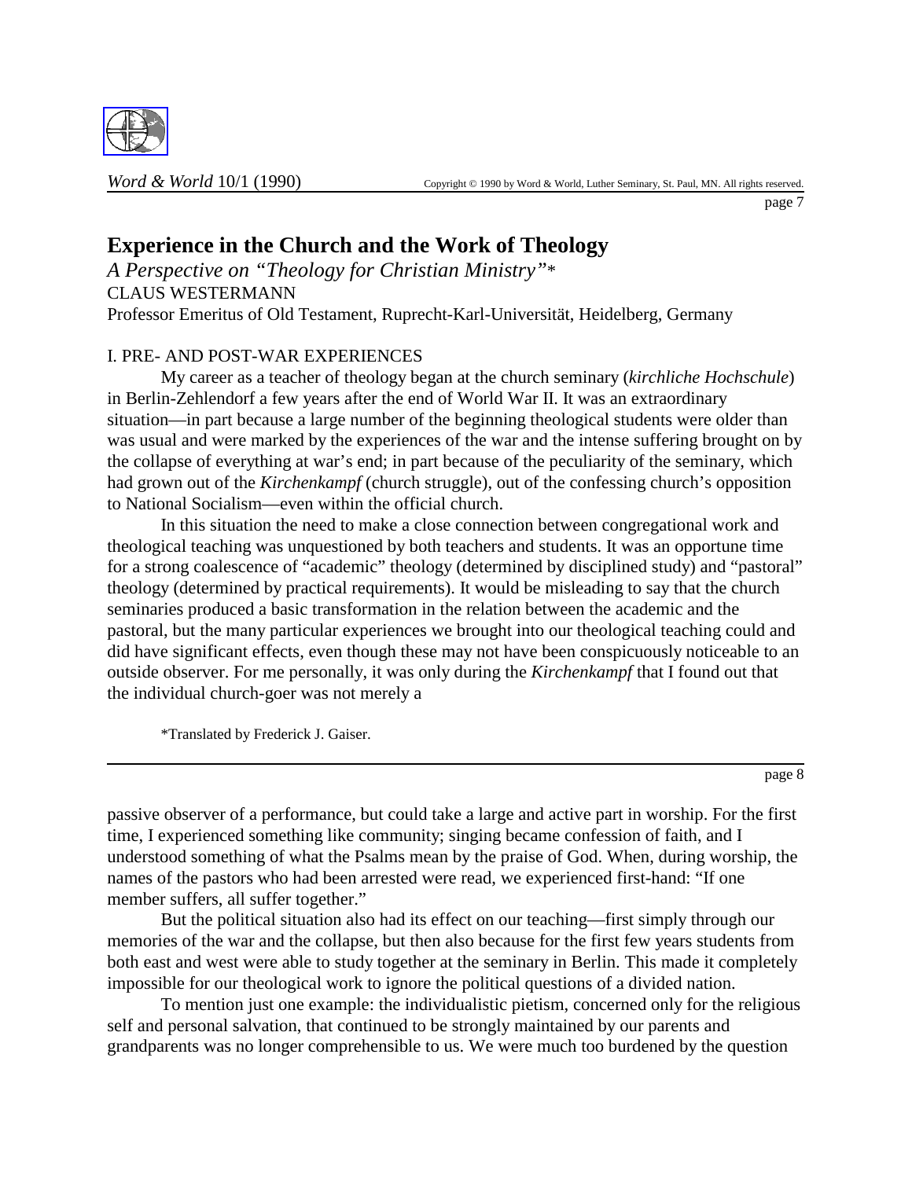# Experience in the Church and the Work of Theology

*A Perspective on "Theology for Christian Ministry"**

CLAUS WESTERMANN

Professor Emeritus of Old Testament, Ruprecht-Karl-Universität, Heidelberg, Germany

## I. PRE- AND POST-WAR EXPERIENCES

My career as a teacher of theology began at the church seminary (*kirchliche Hochschule*) in Berlin-Zehlendorf a few years after the end of World War II. It was an extraordinary situation—in part because a large number of the beginning theological students were older than was usual and were marked by the experiences of the war and the intense suffering brought on by the collapse of everything at war's end; in part because of the peculiarity of the seminary, which had grown out of the *Kirchenkampf* (church struggle), out of the confessing church's opposition to National Socialism—even within the official church.

In this situation the need to make a close connection between congregational work and theological teaching was unquestioned by both teachers and students. It was an opportune time for a strong coalescence of "academic" theology (determined by disciplined study) and "pastoral" theology (determined by practical requirements). It would be misleading to say that the church seminaries produced a basic transformation in the relation between the academic and the pastoral, but the many particular experiences we brought into our theological teaching could and did have significant effects, even though these may not have been conspicuously noticeable to an outside observer. For me personally, it was only during the *Kirchenkampf* that I found out that the individual church-goer was not merely a passive observer of a performance, but could take a large and active part in worship. For the first time, I experienced something like community; singing became confession of faith, and I understood something of what the Psalms mean by the praise of God. When, during worship, the names of the pastors who had been arrested were read, we experienced first-hand: "If one member suffers, all suffer together."

But the political situation also had its effect on our teaching—first simply through our memories of the war and the collapse, but then also because for the first few years students from both east and west were able to study together at the seminary in Berlin. This made it completely impossible for our theological work to ignore the political questions of a divided nation.

To mention just one example: the individualistic pietism, concerned only for the religious self and personal salvation, that continued to be strongly maintained by our parents and grandparents was no longer comprehensible to us. We were much too burdened by the question

*Translated by Frederick J. Gaiser.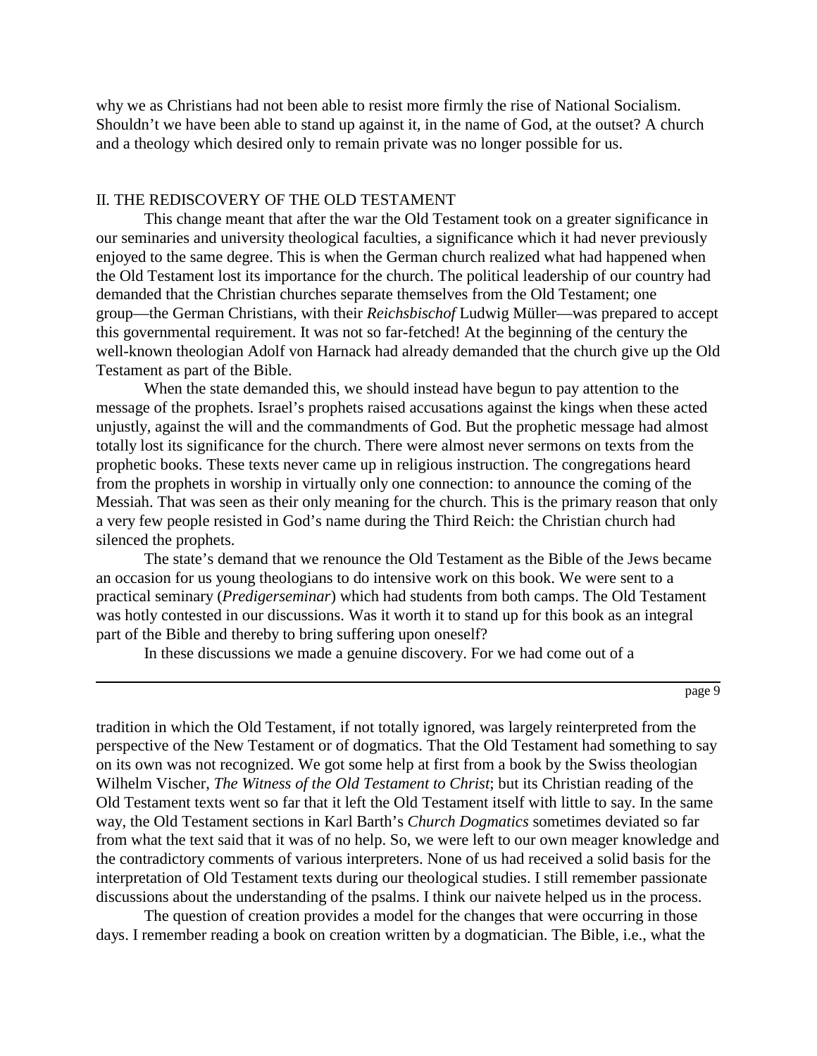why we as Christians had not been able to resist more firmly the rise of National Socialism. Shouldn't we have been able to stand up against it, in the name of God, at the outset? A church and a theology which desired only to remain private was no longer possible for us.

## II. THE REDISCOVERY OF THE OLD TESTAMENT

This change meant that after the war the Old Testament took on a greater significance in our seminaries and university theological faculties, a significance which it had never previously enjoyed to the same degree. This is when the German church realized what had happened when the Old Testament lost its importance for the church. The political leadership of our country had demanded that the Christian churches separate themselves from the Old Testament; one group—the German Christians, with their *Reichsbischof* Ludwig Müller—was prepared to accept this governmental requirement. It was not so far-fetched! At the beginning of the century the well-known theologian Adolf von Harnack had already demanded that the church give up the Old Testament as part of the Bible.

When the state demanded this, we should instead have begun to pay attention to the message of the prophets. Israel's prophets raised accusations against the kings when these acted unjustly, against the will and the commandments of God. But the prophetic message had almost totally lost its significance for the church. There were almost never sermons on texts from the prophetic books. These texts never came up in religious instruction. The congregations heard from the prophets in worship in virtually only one connection: to announce the coming of the Messiah. That was seen as their only meaning for the church. This is the primary reason that only a very few people resisted in God's name during the Third Reich: the Christian church had silenced the prophets.

The state's demand that we renounce the Old Testament as the Bible of the Jews became an occasion for us young theologians to do intensive work on this book. We were sent to a practical seminary (*Predigerseminar*) which had students from both camps. The Old Testament was hotly contested in our discussions. Was it worth it to stand up for this book as an integral part of the Bible and thereby to bring suffering upon oneself?

In these discussions we made a genuine discovery. For we had come out of a tradition in which the Old Testament, if not totally ignored, was largely reinterpreted from the perspective of the New Testament or of dogmatics. That the Old Testament had something to say on its own was not recognized. We got some help at first from a book by the Swiss theologian Wilhelm Vischer, *The Witness of the Old Testament to Christ*; but its Christian reading of the Old Testament texts went so far that it left the Old Testament itself with little to say. In the same way, the Old Testament sections in Karl Barth's *Church Dogmatics* sometimes deviated so far from what the text said that it was of no help. So, we were left to our own meager knowledge and the contradictory comments of various interpreters. None of us had received a solid basis for the interpretation of Old Testament texts during our theological studies. I still remember passionate discussions about the understanding of the psalms. I think our naivete helped us in the process.

The question of creation provides a model for the changes that were occurring in those days. I remember reading a book on creation written by a dogmatician. The Bible, i.e., what the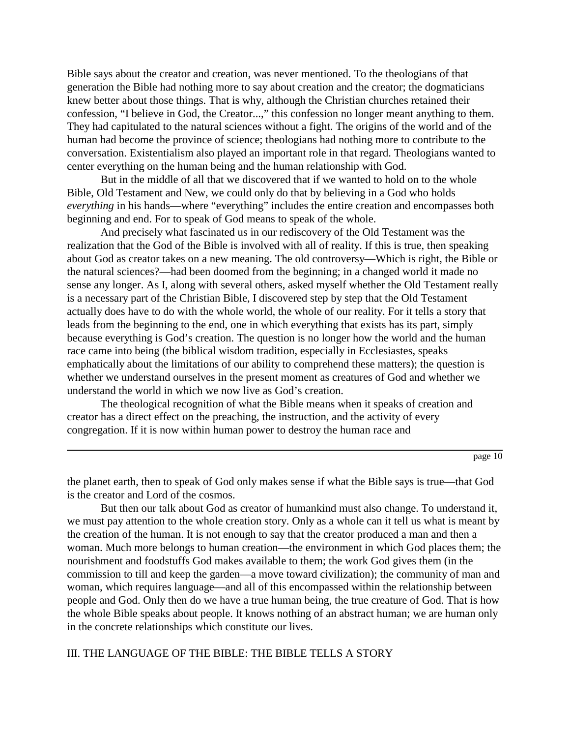Bible says about the creator and creation, was never mentioned. To the theologians of that generation the Bible had nothing more to say about creation and the creator; the dogmaticians knew better about those things. That is why, although the Christian churches retained their confession, "I believe in God, the Creator...," this confession no longer meant anything to them. They had capitulated to the natural sciences without a fight. The origins of the world and of the human had become the province of science; theologians had nothing more to contribute to the conversation. Existentialism also played an important role in that regard. Theologians wanted to center everything on the human being and the human relationship with God.

But in the middle of all that we discovered that if we wanted to hold on to the whole Bible, Old Testament and New, we could only do that by believing in a God who holds *everything* in his hands—where "everything" includes the entire creation and encompasses both beginning and end. For to speak of God means to speak of the whole.

And precisely what fascinated us in our rediscovery of the Old Testament was the realization that the God of the Bible is involved with all of reality. If this is true, then speaking about God as creator takes on a new meaning. The old controversy—Which is right, the Bible or the natural sciences?—had been doomed from the beginning; in a changed world it made no sense any longer. As I, along with several others, asked myself whether the Old Testament really is a necessary part of the Christian Bible, I discovered step by step that the Old Testament actually does have to do with the whole world, the whole of our reality. For it tells a story that leads from the beginning to the end, one in which everything that exists has its part, simply because everything is God's creation. The question is no longer how the world and the human race came into being (the biblical wisdom tradition, especially in Ecclesiastes, speaks emphatically about the limitations of our ability to comprehend these matters); the question is whether we understand ourselves in the present moment as creatures of God and whether we understand the world in which we now live as God's creation.

The theological recognition of what the Bible means when it speaks of creation and creator has a direct effect on the preaching, the instruction, and the activity of every congregation. If it is now within human power to destroy the human race and the planet earth, then to speak of God only makes sense if what the Bible says is true—that God is the creator and Lord of the cosmos.

But then our talk about God as creator of humankind must also change. To understand it, we must pay attention to the whole creation story. Only as a whole can it tell us what is meant by the creation of the human. It is not enough to say that the creator produced a man and then a woman. Much more belongs to human creation—the environment in which God places them; the nourishment and foodstuffs God makes available to them; the work God gives them (in the commission to till and keep the garden—a move toward civilization); the community of man and woman, which requires language—and all of this encompassed within the relationship between people and God. Only then do we have a true human being, the true creature of God. That is how the whole Bible speaks about people. It knows nothing of an abstract human; we are human only in the concrete relationships which constitute our lives.

## III. THE LANGUAGE OF THE BIBLE: THE BIBLE TELLS A STORY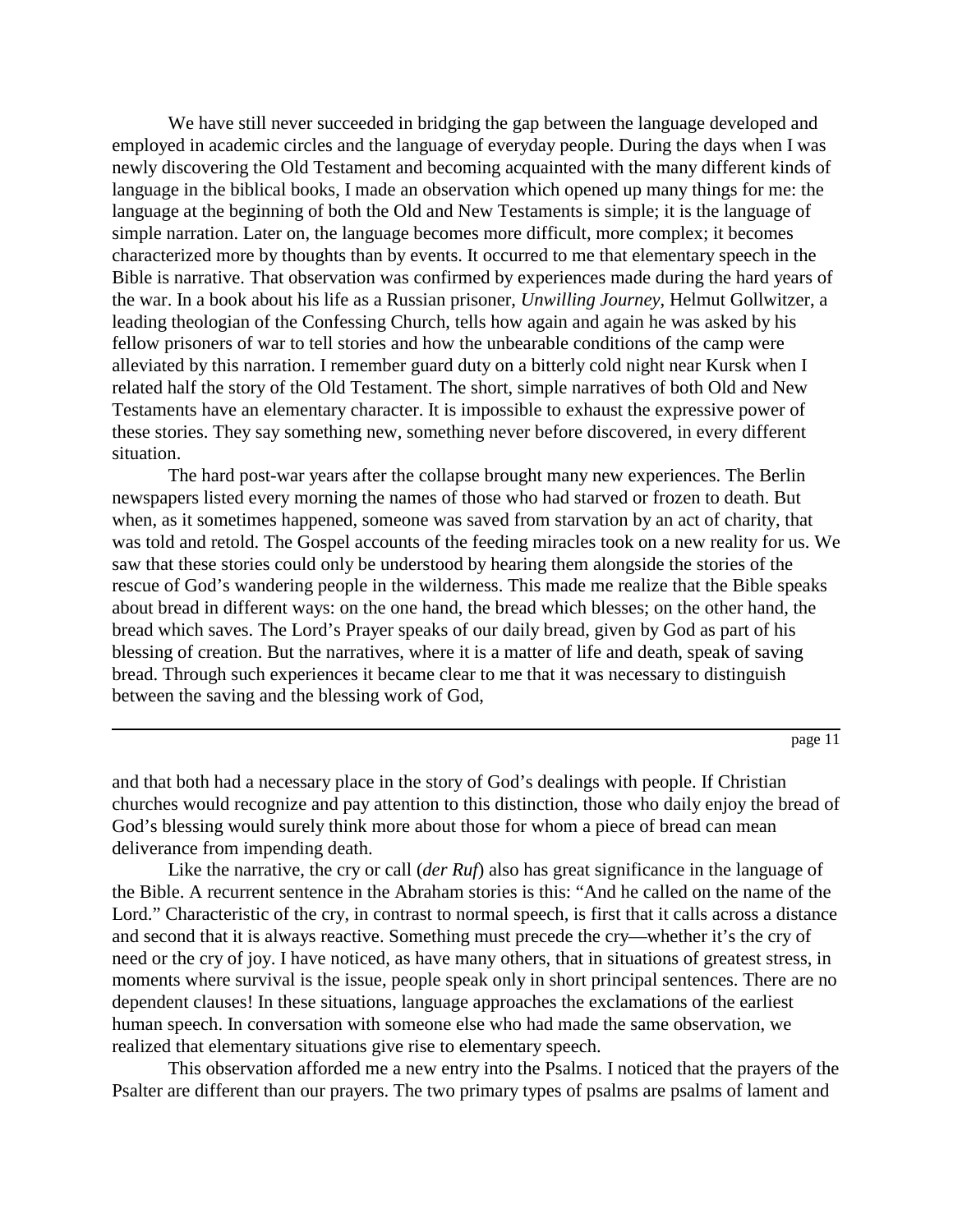We have still never succeeded in bridging the gap between the language developed and employed in academic circles and the language of everyday people. During the days when I was newly discovering the Old Testament and becoming acquainted with the many different kinds of language in the biblical books, I made an observation which opened up many things for me: the language at the beginning of both the Old and New Testaments is simple; it is the language of simple narration. Later on, the language becomes more difficult, more complex; it becomes characterized more by thoughts than by events. It occurred to me that elementary speech in the Bible is narrative. That observation was confirmed by experiences made during the hard years of the war. In a book about his life as a Russian prisoner, *Unwilling Journey*, Helmut Gollwitzer, a leading theologian of the Confessing Church, tells how again and again he was asked by his fellow prisoners of war to tell stories and how the unbearable conditions of the camp were alleviated by this narration. I remember guard duty on a bitterly cold night near Kursk when I related half the story of the Old Testament. The short, simple narratives of both Old and New Testaments have an elementary character. It is impossible to exhaust the expressive power of these stories. They say something new, something never before discovered, in every different situation.

The hard post-war years after the collapse brought many new experiences. The Berlin newspapers listed every morning the names of those who had starved or frozen to death. But when, as it sometimes happened, someone was saved from starvation by an act of charity, that was told and retold. The Gospel accounts of the feeding miracles took on a new reality for us. We saw that these stories could only be understood by hearing them alongside the stories of the rescue of God's wandering people in the wilderness. This made me realize that the Bible speaks about bread in different ways: on the one hand, the bread which blesses; on the other hand, the bread which saves. The Lord's Prayer speaks of our daily bread, given by God as part of his blessing of creation. But the narratives, where it is a matter of life and death, speak of saving bread. Through such experiences it became clear to me that it was necessary to distinguish between the saving and the blessing work of God, and that both had a necessary place in the story of God's dealings with people. If Christian churches would recognize and pay attention to this distinction, those who daily enjoy the bread of God's blessing would surely think more about those for whom a piece of bread can mean deliverance from impending death.

Like the narrative, the cry or call (*der Ruf*) also has great significance in the language of the Bible. A recurrent sentence in the Abraham stories is this: "And he called on the name of the Lord." Characteristic of the cry, in contrast to normal speech, is first that it calls across a distance and second that it is always reactive. Something must precede the cry—whether it's the cry of need or the cry of joy. I have noticed, as have many others, that in situations of greatest stress, in moments where survival is the issue, people speak only in short principal sentences. There are no dependent clauses! In these situations, language approaches the exclamations of the earliest human speech. In conversation with someone else who had made the same observation, we realized that elementary situations give rise to elementary speech.

This observation afforded me a new entry into the Psalms. I noticed that the prayers of the Psalter are different than our prayers. The two primary types of psalms are psalms of lament and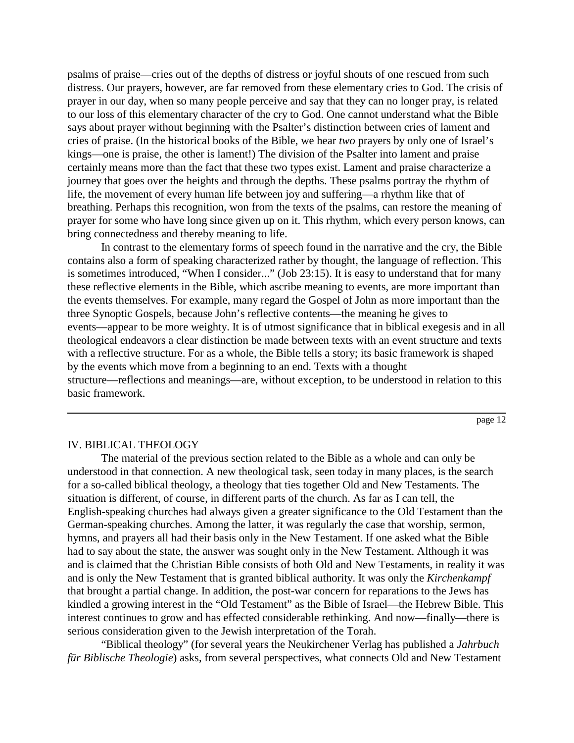psalms of praise—cries out of the depths of distress or joyful shouts of one rescued from such distress. Our prayers, however, are far removed from these elementary cries to God. The crisis of prayer in our day, when so many people perceive and say that they can no longer pray, is related to our loss of this elementary character of the cry to God. One cannot understand what the Bible says about prayer without beginning with the Psalter's distinction between cries of lament and cries of praise. (In the historical books of the Bible, we hear *two* prayers by only one of Israel's kings—one is praise, the other is lament!) The division of the Psalter into lament and praise certainly means more than the fact that these two types exist. Lament and praise characterize a journey that goes over the heights and through the depths. These psalms portray the rhythm of life, the movement of every human life between joy and suffering—a rhythm like that of breathing. Perhaps this recognition, won from the texts of the psalms, can restore the meaning of prayer for some who have long since given up on it. This rhythm, which every person knows, can bring connectedness and thereby meaning to life.

In contrast to the elementary forms of speech found in the narrative and the cry, the Bible contains also a form of speaking characterized rather by thought, the language of reflection. This is sometimes introduced, "When I consider..." (Job 23:15). It is easy to understand that for many these reflective elements in the Bible, which ascribe meaning to events, are more important than the events themselves. For example, many regard the Gospel of John as more important than the three Synoptic Gospels, because John's reflective contents—the meaning he gives to events—appear to be more weighty. It is of utmost significance that in biblical exegesis and in all theological endeavors a clear distinction be made between texts with an event structure and texts with a reflective structure. For as a whole, the Bible tells a story; its basic framework is shaped by the events which move from a beginning to an end. Texts with a thought structure—reflections and meanings—are, without exception, to be understood in relation to this basic framework.

## IV. BIBLICAL THEOLOGY

The material of the previous section related to the Bible as a whole and can only be understood in that connection. A new theological task, seen today in many places, is the search for a so-called biblical theology, a theology that ties together Old and New Testaments. The situation is different, of course, in different parts of the church. As far as I can tell, the English-speaking churches had always given a greater significance to the Old Testament than the German-speaking churches. Among the latter, it was regularly the case that worship, sermon, hymns, and prayers all had their basis only in the New Testament. If one asked what the Bible had to say about the state, the answer was sought only in the New Testament. Although it was and is claimed that the Christian Bible consists of both Old and New Testaments, in reality it was and is only the New Testament that is granted biblical authority. It was only the *Kirchenkampf* that brought a partial change. In addition, the post-war concern for reparations to the Jews has kindled a growing interest in the "Old Testament" as the Bible of Israel—the Hebrew Bible. This interest continues to grow and has effected considerable rethinking. And now—finally—there is serious consideration given to the Jewish interpretation of the Torah.

"Biblical theology" (for several years the Neukirchener Verlag has published a *Jahrbuch für Biblische Theologie*) asks, from several perspectives, what connects Old and New Testament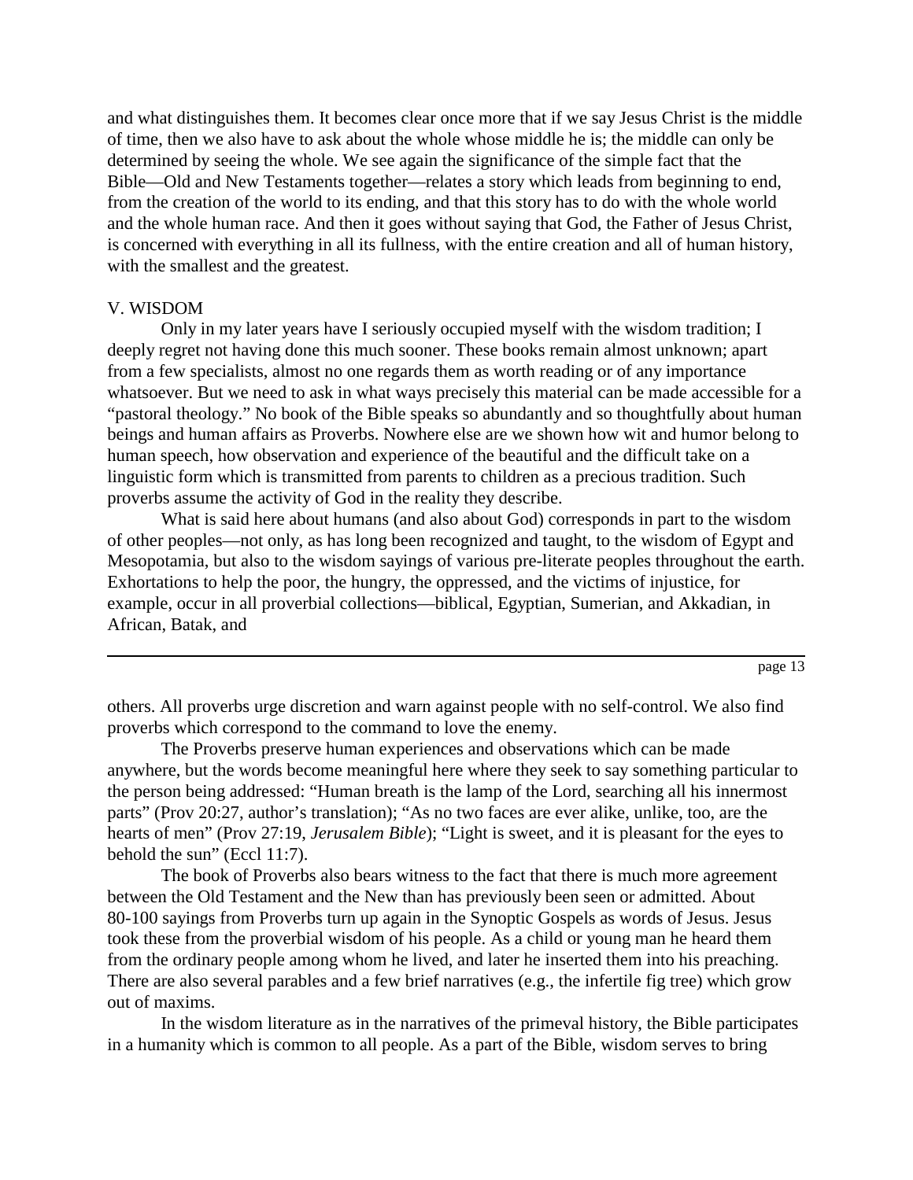and what distinguishes them. It becomes clear once more that if we say Jesus Christ is the middle of time, then we also have to ask about the whole whose middle he is; the middle can only be determined by seeing the whole. We see again the significance of the simple fact that the Bible—Old and New Testaments together—relates a story which leads from beginning to end, from the creation of the world to its ending, and that this story has to do with the whole world and the whole human race. And then it goes without saying that God, the Father of Jesus Christ, is concerned with everything in all its fullness, with the entire creation and all of human history, with the smallest and the greatest.

## V. WISDOM

Only in my later years have I seriously occupied myself with the wisdom tradition; I deeply regret not having done this much sooner. These books remain almost unknown; apart from a few specialists, almost no one regards them as worth reading or of any importance whatsoever. But we need to ask in what ways precisely this material can be made accessible for a "pastoral theology." No book of the Bible speaks so abundantly and so thoughtfully about human beings and human affairs as Proverbs. Nowhere else are we shown how wit and humor belong to human speech, how observation and experience of the beautiful and the difficult take on a linguistic form which is transmitted from parents to children as a precious tradition. Such proverbs assume the activity of God in the reality they describe.

What is said here about humans (and also about God) corresponds in part to the wisdom of other peoples—not only, as has long been recognized and taught, to the wisdom of Egypt and Mesopotamia, but also to the wisdom sayings of various pre-literate peoples throughout the earth. Exhortations to help the poor, the hungry, the oppressed, and the victims of injustice, for example, occur in all proverbial collections—biblical, Egyptian, Sumerian, and Akkadian, in African, Batak, and others. All proverbs urge discretion and warn against people with no self-control. We also find proverbs which correspond to the command to love the enemy.

The Proverbs preserve human experiences and observations which can be made anywhere, but the words become meaningful here where they seek to say something particular to the person being addressed: "Human breath is the lamp of the Lord, searching all his innermost parts" (Prov 20:27, author's translation); "As no two faces are ever alike, unlike, too, are the hearts of men" (Prov 27:19, *Jerusalem Bible*); "Light is sweet, and it is pleasant for the eyes to behold the sun" (Eccl 11:7).

The book of Proverbs also bears witness to the fact that there is much more agreement between the Old Testament and the New than has previously been seen or admitted. About 80-100 sayings from Proverbs turn up again in the Synoptic Gospels as words of Jesus. Jesus took these from the proverbial wisdom of his people. As a child or young man he heard them from the ordinary people among whom he lived, and later he inserted them into his preaching. There are also several parables and a few brief narratives (e.g., the infertile fig tree) which grow out of maxims.

In the wisdom literature as in the narratives of the primeval history, the Bible participates in a humanity which is common to all people. As a part of the Bible, wisdom serves to bring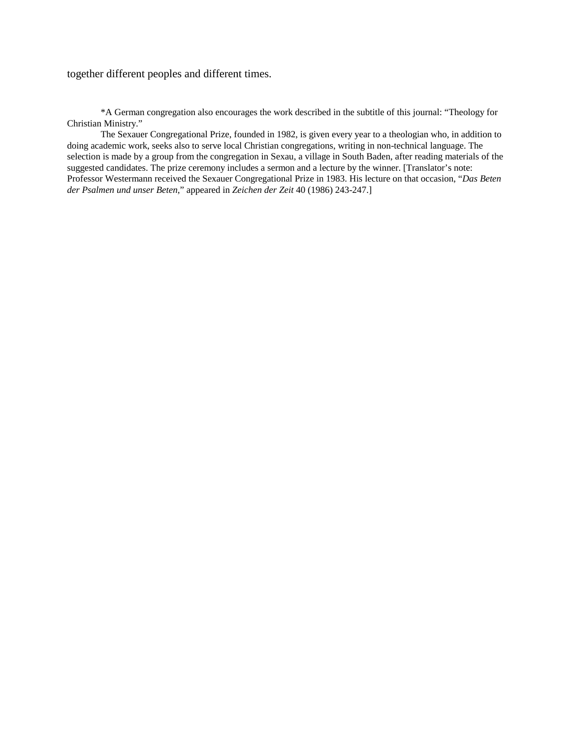together different peoples and different times.

*A German congregation also encourages the work described in the subtitle of this journal: “Theology for Christian Ministry.”

The Sexauer Congregational Prize, founded in 1982, is given every year to a theologian who, in addition to doing academic work, seeks also to serve local Christian congregations, writing in non-technical language. The selection is made by a group from the congregation in Sexau, a village in South Baden, after reading materials of the suggested candidates. The prize ceremony includes a sermon and a lecture by the winner. [Translator’s note: Professor Westermann received the Sexauer Congregational Prize in 1983. His lecture on that occasion, “*Das Beten der Psalmen und unser Beten*,” appeared in *Zeichen der Zeit* 40 (1986) 243-247.]